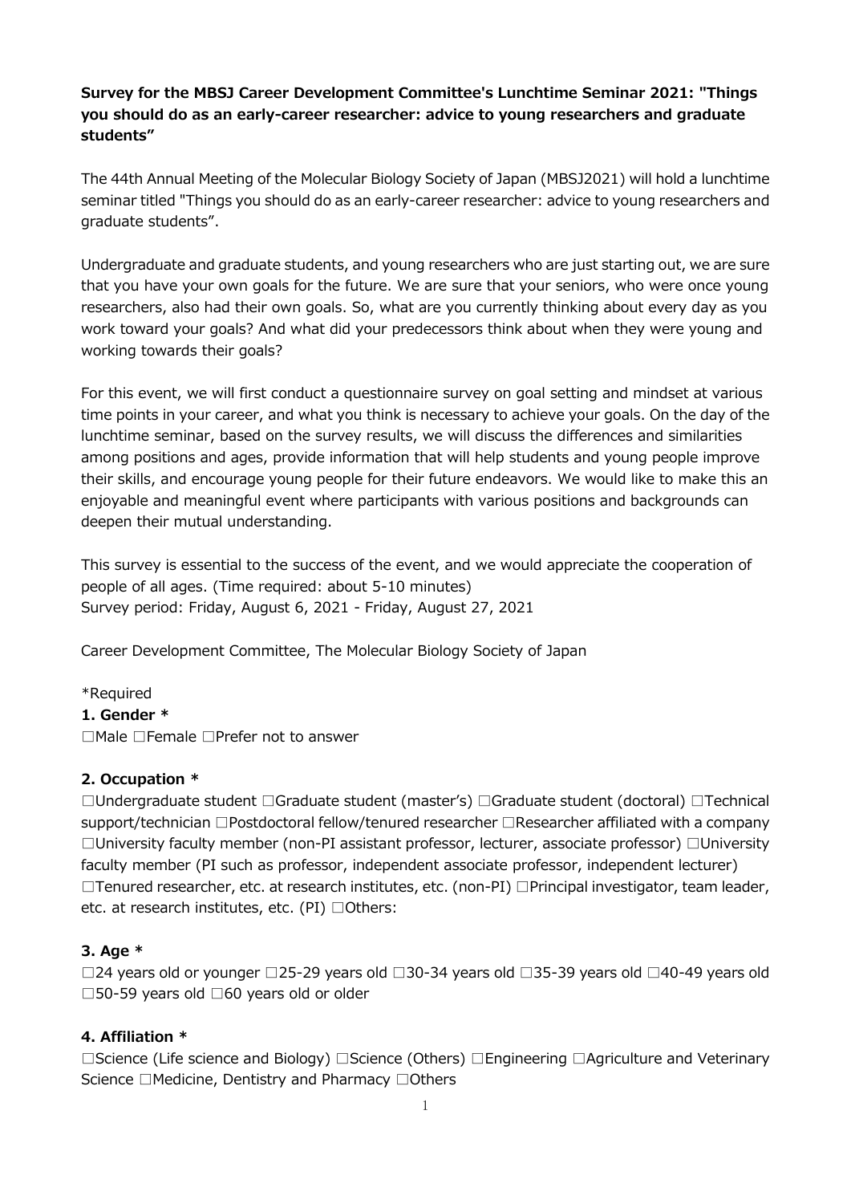**Survey for the MBSJ Career Development Committee's Lunchtime Seminar 2021: "Things you should do as an early-career researcher: advice to young researchers and graduate students"**

The 44th Annual Meeting of the Molecular Biology Society of Japan (MBSJ2021) will hold a lunchtime seminar titled "Things you should do as an early-career researcher: advice to young researchers and graduate students".

Undergraduate and graduate students, and young researchers who are just starting out, we are sure that you have your own goals for the future. We are sure that your seniors, who were once young researchers, also had their own goals. So, what are you currently thinking about every day as you work toward your goals? And what did your predecessors think about when they were young and working towards their goals?

For this event, we will first conduct a questionnaire survey on goal setting and mindset at various time points in your career, and what you think is necessary to achieve your goals. On the day of the lunchtime seminar, based on the survey results, we will discuss the differences and similarities among positions and ages, provide information that will help students and young people improve their skills, and encourage young people for their future endeavors. We would like to make this an enjoyable and meaningful event where participants with various positions and backgrounds can deepen their mutual understanding.

This survey is essential to the success of the event, and we would appreciate the cooperation of people of all ages. (Time required: about 5-10 minutes)
Survey period: Friday, August 6, 2021 - Friday, August 27, 2021

Career Development Committee, The Molecular Biology Society of Japan

*Required

**1. Gender ***

□Male □Female □Prefer not to answer

**2. Occupation ***

□Undergraduate student □Graduate student (master's) □Graduate student (doctoral) □Technical support/technician □Postdoctoral fellow/tenured researcher □Researcher affiliated with a company □University faculty member (non-PI assistant professor, lecturer, associate professor) □University faculty member (PI such as professor, independent associate professor, independent lecturer) □Tenured researcher, etc. at research institutes, etc. (non-PI) □Principal investigator, team leader, etc. at research institutes, etc. (PI) □Others:

**3. Age ***

□24 years old or younger □25-29 years old □30-34 years old □35-39 years old □40-49 years old □50-59 years old □60 years old or older

**4. Affiliation ***

□Science (Life science and Biology) □Science (Others) □Engineering □Agriculture and Veterinary Science □Medicine, Dentistry and Pharmacy □Others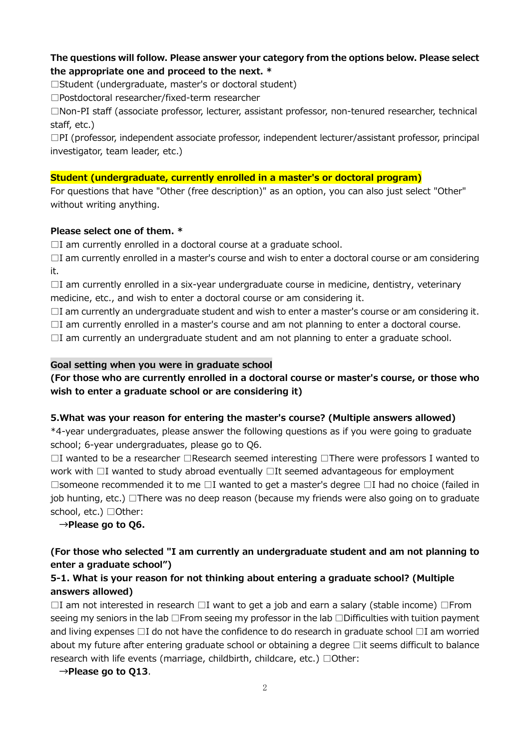**The questions will follow. Please answer your category from the options below. Please select the appropriate one and proceed to the next. ***

☐Student (undergraduate, master's or doctoral student)

☐Postdoctoral researcher/fixed-term researcher

☐Non-PI staff (associate professor, lecturer, assistant professor, non-tenured researcher, technical staff, etc.)

☐PI (professor, independent associate professor, independent lecturer/assistant professor, principal investigator, team leader, etc.)

**Student (undergraduate, currently enrolled in a master's or doctoral program)**

For questions that have "Other (free description)" as an option, you can also just select "Other" without writing anything.

**Please select one of them. ***

☐I am currently enrolled in a doctoral course at a graduate school.

☐I am currently enrolled in a master's course and wish to enter a doctoral course or am considering it.

☐I am currently enrolled in a six-year undergraduate course in medicine, dentistry, veterinary medicine, etc., and wish to enter a doctoral course or am considering it.

☐I am currently an undergraduate student and wish to enter a master's course or am considering it.

☐I am currently enrolled in a master's course and am not planning to enter a doctoral course.

☐I am currently an undergraduate student and am not planning to enter a graduate school.

**Goal setting when you were in graduate school**

**(For those who are currently enrolled in a doctoral course or master's course, or those who wish to enter a graduate school or are considering it)**

**5.What was your reason for entering the master's course? (Multiple answers allowed)**

*4-year undergraduates, please answer the following questions as if you were going to graduate school; 6-year undergraduates, please go to Q6.

☐I wanted to be a researcher ☐Research seemed interesting ☐There were professors I wanted to work with ☐I wanted to study abroad eventually ☐It seemed advantageous for employment ☐someone recommended it to me ☐I wanted to get a master's degree ☐I had no choice (failed in job hunting, etc.) ☐There was no deep reason (because my friends were also going on to graduate school, etc.) ☐Other:

→**Please go to Q6.**

**(For those who selected "I am currently an undergraduate student and am not planning to enter a graduate school")**

**5-1. What is your reason for not thinking about entering a graduate school? (Multiple answers allowed)**

☐I am not interested in research ☐I want to get a job and earn a salary (stable income) ☐From seeing my seniors in the lab ☐From seeing my professor in the lab ☐Difficulties with tuition payment and living expenses ☐I do not have the confidence to do research in graduate school ☐I am worried about my future after entering graduate school or obtaining a degree ☐it seems difficult to balance research with life events (marriage, childbirth, childcare, etc.) ☐Other:

→**Please go to Q13**.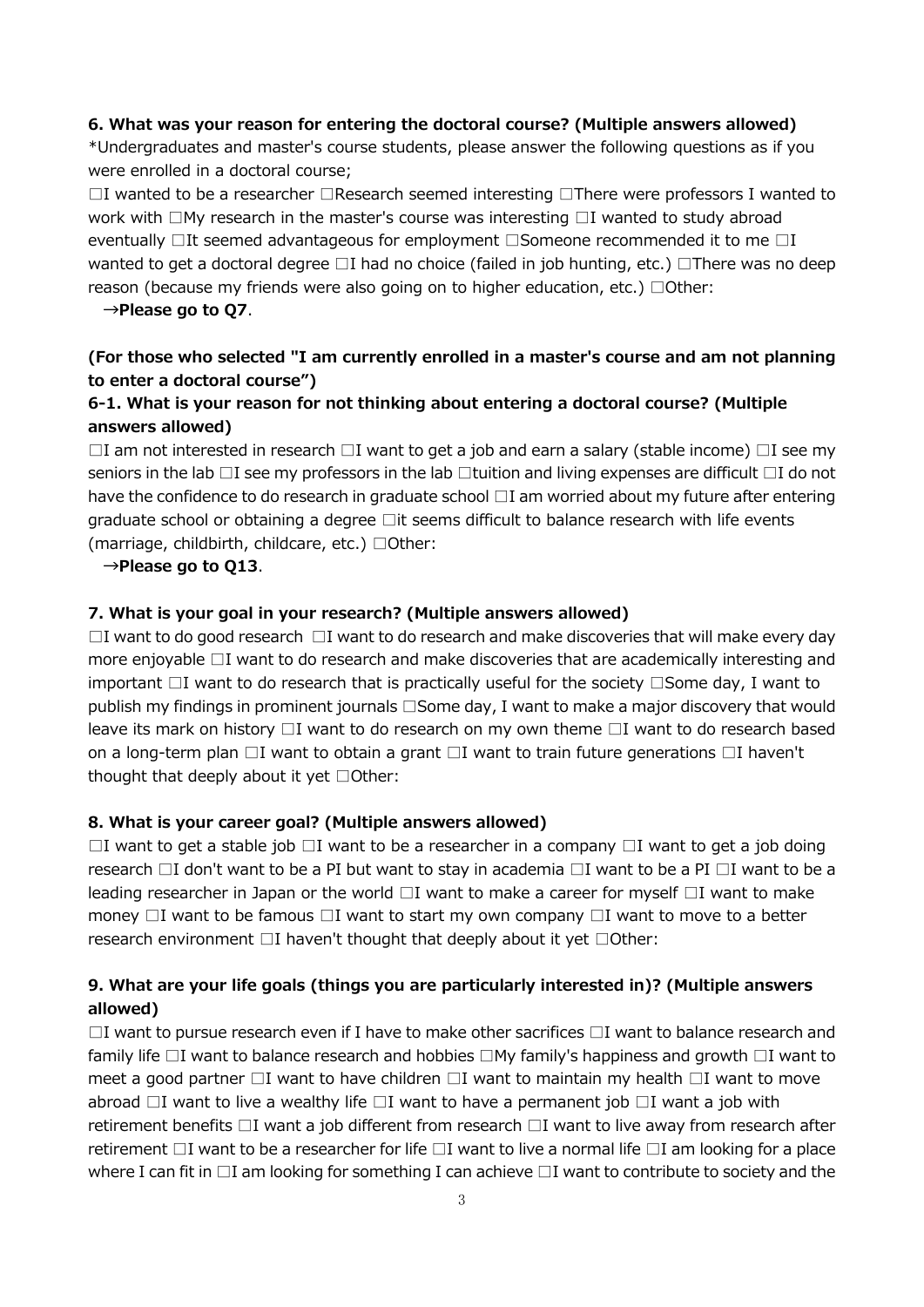**6. What was your reason for entering the doctoral course? (Multiple answers allowed)**

*Undergraduates and master's course students, please answer the following questions as if you were enrolled in a doctoral course;

□I wanted to be a researcher □Research seemed interesting □There were professors I wanted to work with □My research in the master's course was interesting □I wanted to study abroad eventually □It seemed advantageous for employment □Someone recommended it to me □I wanted to get a doctoral degree □I had no choice (failed in job hunting, etc.) □There was no deep reason (because my friends were also going on to higher education, etc.) □Other:

→**Please go to Q7**.

**(For those who selected "I am currently enrolled in a master's course and am not planning to enter a doctoral course")**

**6-1. What is your reason for not thinking about entering a doctoral course? (Multiple answers allowed)**

□I am not interested in research □I want to get a job and earn a salary (stable income) □I see my seniors in the lab □I see my professors in the lab □tuition and living expenses are difficult □I do not have the confidence to do research in graduate school □I am worried about my future after entering graduate school or obtaining a degree □it seems difficult to balance research with life events (marriage, childbirth, childcare, etc.) □Other:

→**Please go to Q13**.

**7. What is your goal in your research? (Multiple answers allowed)**

□I want to do good research □I want to do research and make discoveries that will make every day more enjoyable □I want to do research and make discoveries that are academically interesting and important □I want to do research that is practically useful for the society □Some day, I want to publish my findings in prominent journals □Some day, I want to make a major discovery that would leave its mark on history □I want to do research on my own theme □I want to do research based on a long-term plan □I want to obtain a grant □I want to train future generations □I haven't thought that deeply about it yet □Other:

**8. What is your career goal? (Multiple answers allowed)**

□I want to get a stable job □I want to be a researcher in a company □I want to get a job doing research □I don't want to be a PI but want to stay in academia □I want to be a PI □I want to be a leading researcher in Japan or the world □I want to make a career for myself □I want to make money □I want to be famous □I want to start my own company □I want to move to a better research environment □I haven't thought that deeply about it yet □Other:

**9. What are your life goals (things you are particularly interested in)? (Multiple answers allowed)**

□I want to pursue research even if I have to make other sacrifices □I want to balance research and family life □I want to balance research and hobbies □My family's happiness and growth □I want to meet a good partner □I want to have children □I want to maintain my health □I want to move abroad □I want to live a wealthy life □I want to have a permanent job □I want a job with retirement benefits □I want a job different from research □I want to live away from research after retirement □I want to be a researcher for life □I want to live a normal life □I am looking for a place where I can fit in □I am looking for something I can achieve □I want to contribute to society and the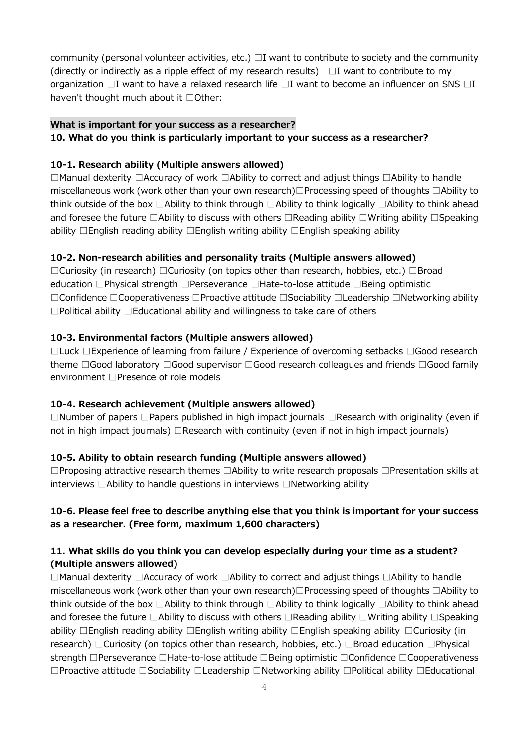community (personal volunteer activities, etc.) □I want to contribute to society and the community (directly or indirectly as a ripple effect of my research results) □I want to contribute to my organization □I want to have a relaxed research life □I want to become an influencer on SNS □I haven't thought much about it □Other:

**What is important for your success as a researcher?**

**10. What do you think is particularly important to your success as a researcher?**

**10-1. Research ability (Multiple answers allowed)**

□Manual dexterity □Accuracy of work □Ability to correct and adjust things □Ability to handle miscellaneous work (work other than your own research)□Processing speed of thoughts □Ability to think outside of the box □Ability to think through □Ability to think logically □Ability to think ahead and foresee the future □Ability to discuss with others □Reading ability □Writing ability □Speaking ability □English reading ability □English writing ability □English speaking ability

**10-2. Non-research abilities and personality traits (Multiple answers allowed)**

□Curiosity (in research) □Curiosity (on topics other than research, hobbies, etc.) □Broad education □Physical strength □Perseverance □Hate-to-lose attitude □Being optimistic □Confidence □Cooperativeness □Proactive attitude □Sociability □Leadership □Networking ability □Political ability □Educational ability and willingness to take care of others

**10-3. Environmental factors (Multiple answers allowed)**

□Luck □Experience of learning from failure / Experience of overcoming setbacks □Good research theme □Good laboratory □Good supervisor □Good research colleagues and friends □Good family environment □Presence of role models

**10-4. Research achievement (Multiple answers allowed)**

□Number of papers □Papers published in high impact journals □Research with originality (even if not in high impact journals) □Research with continuity (even if not in high impact journals)

**10-5. Ability to obtain research funding (Multiple answers allowed)**

□Proposing attractive research themes □Ability to write research proposals □Presentation skills at interviews □Ability to handle questions in interviews □Networking ability

**10-6. Please feel free to describe anything else that you think is important for your success as a researcher. (Free form, maximum 1,600 characters)**

**11. What skills do you think you can develop especially during your time as a student? (Multiple answers allowed)**

□Manual dexterity □Accuracy of work □Ability to correct and adjust things □Ability to handle miscellaneous work (work other than your own research)□Processing speed of thoughts □Ability to think outside of the box □Ability to think through □Ability to think logically □Ability to think ahead and foresee the future □Ability to discuss with others □Reading ability □Writing ability □Speaking ability □English reading ability □English writing ability □English speaking ability □Curiosity (in research) □Curiosity (on topics other than research, hobbies, etc.) □Broad education □Physical strength □Perseverance □Hate-to-lose attitude □Being optimistic □Confidence □Cooperativeness □Proactive attitude □Sociability □Leadership □Networking ability □Political ability □Educational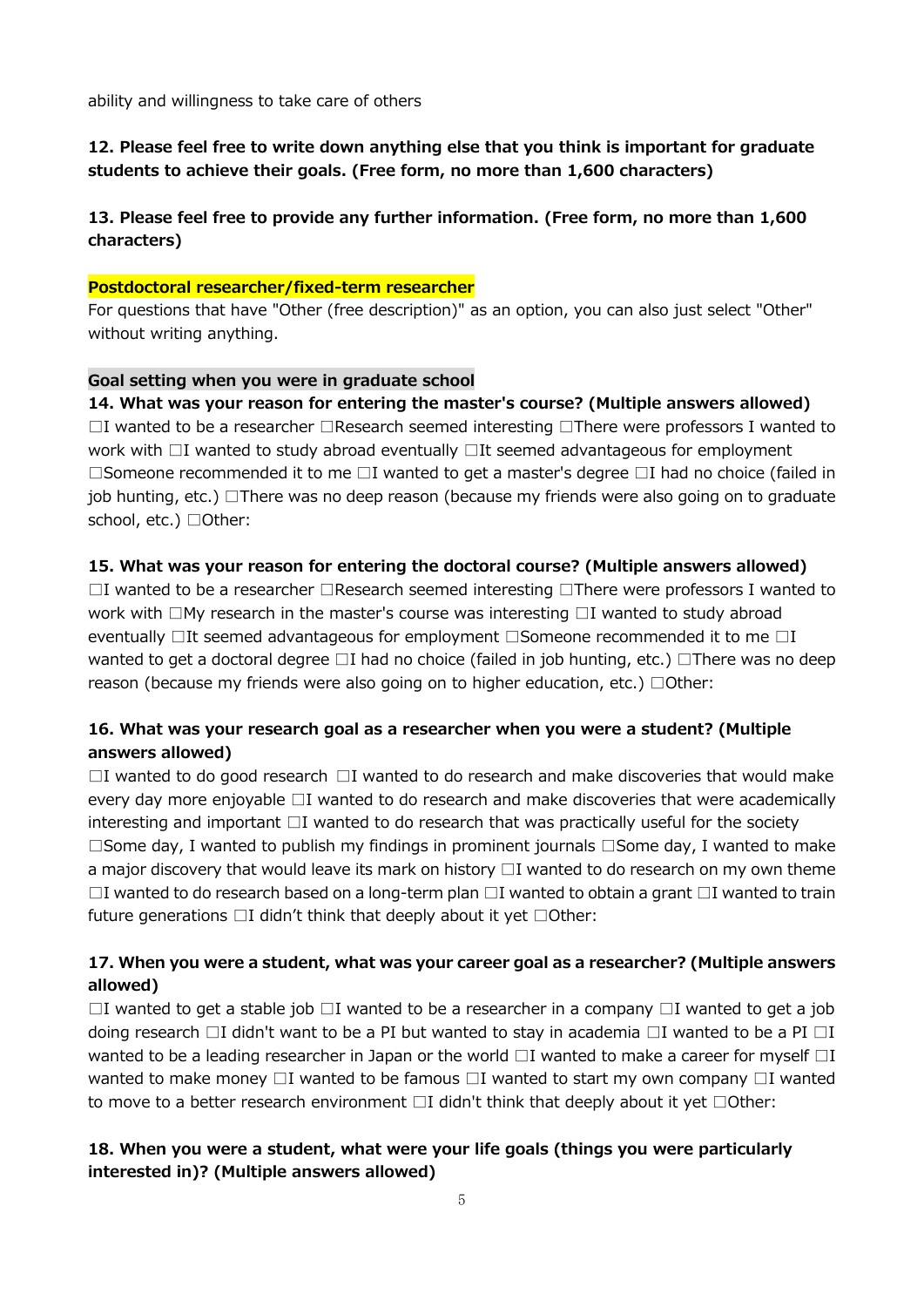ability and willingness to take care of others

**12. Please feel free to write down anything else that you think is important for graduate students to achieve their goals. (Free form, no more than 1,600 characters)**

**13. Please feel free to provide any further information. (Free form, no more than 1,600 characters)**

**Postdoctoral researcher/fixed-term researcher**

For questions that have "Other (free description)" as an option, you can also just select "Other" without writing anything.

**Goal setting when you were in graduate school**

**14. What was your reason for entering the master's course? (Multiple answers allowed)**

☐I wanted to be a researcher ☐Research seemed interesting ☐There were professors I wanted to work with ☐I wanted to study abroad eventually ☐It seemed advantageous for employment ☐Someone recommended it to me ☐I wanted to get a master's degree ☐I had no choice (failed in job hunting, etc.) ☐There was no deep reason (because my friends were also going on to graduate school, etc.) ☐Other:

**15. What was your reason for entering the doctoral course? (Multiple answers allowed)**

☐I wanted to be a researcher ☐Research seemed interesting ☐There were professors I wanted to work with ☐My research in the master's course was interesting ☐I wanted to study abroad eventually ☐It seemed advantageous for employment ☐Someone recommended it to me ☐I wanted to get a doctoral degree ☐I had no choice (failed in job hunting, etc.) ☐There was no deep reason (because my friends were also going on to higher education, etc.) ☐Other:

**16. What was your research goal as a researcher when you were a student? (Multiple answers allowed)**

☐I wanted to do good research ☐I wanted to do research and make discoveries that would make every day more enjoyable ☐I wanted to do research and make discoveries that were academically interesting and important ☐I wanted to do research that was practically useful for the society ☐Some day, I wanted to publish my findings in prominent journals ☐Some day, I wanted to make a major discovery that would leave its mark on history ☐I wanted to do research on my own theme ☐I wanted to do research based on a long-term plan ☐I wanted to obtain a grant ☐I wanted to train future generations ☐I didn't think that deeply about it yet ☐Other:

**17. When you were a student, what was your career goal as a researcher? (Multiple answers allowed)**

☐I wanted to get a stable job ☐I wanted to be a researcher in a company ☐I wanted to get a job doing research ☐I didn't want to be a PI but wanted to stay in academia ☐I wanted to be a PI ☐I wanted to be a leading researcher in Japan or the world ☐I wanted to make a career for myself ☐I wanted to make money ☐I wanted to be famous ☐I wanted to start my own company ☐I wanted to move to a better research environment ☐I didn't think that deeply about it yet ☐Other:

**18. When you were a student, what were your life goals (things you were particularly interested in)? (Multiple answers allowed)**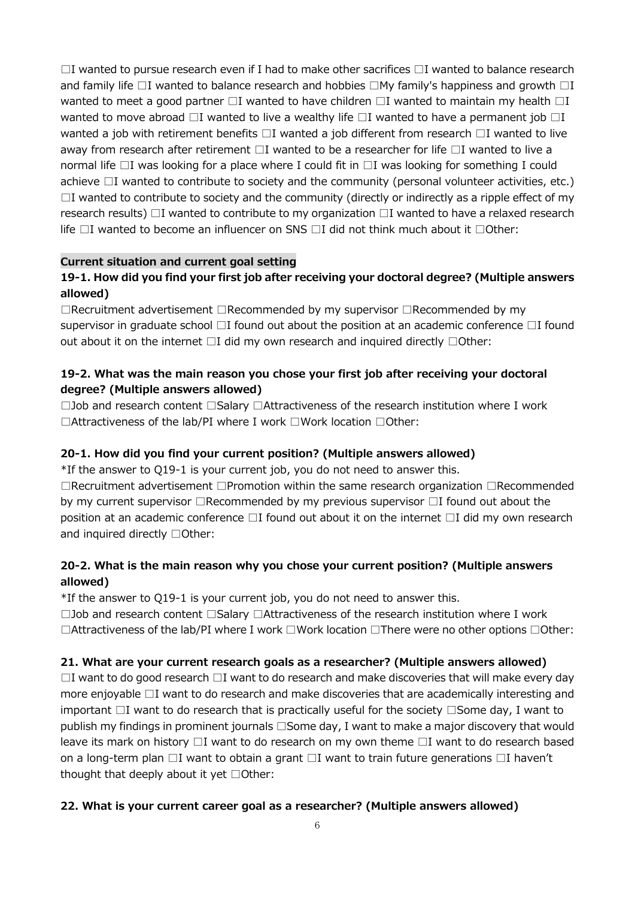☐I wanted to pursue research even if I had to make other sacrifices ☐I wanted to balance research and family life ☐I wanted to balance research and hobbies ☐My family's happiness and growth ☐I wanted to meet a good partner ☐I wanted to have children ☐I wanted to maintain my health ☐I wanted to move abroad ☐I wanted to live a wealthy life ☐I wanted to have a permanent job ☐I wanted a job with retirement benefits ☐I wanted a job different from research ☐I wanted to live away from research after retirement ☐I wanted to be a researcher for life ☐I wanted to live a normal life ☐I was looking for a place where I could fit in ☐I was looking for something I could achieve ☐I wanted to contribute to society and the community (personal volunteer activities, etc.) ☐I wanted to contribute to society and the community (directly or indirectly as a ripple effect of my research results) ☐I wanted to contribute to my organization ☐I wanted to have a relaxed research life ☐I wanted to become an influencer on SNS ☐I did not think much about it ☐Other:

## Current situation and current goal setting

### 19-1. How did you find your first job after receiving your doctoral degree? (Multiple answers allowed)

☐Recruitment advertisement ☐Recommended by my supervisor ☐Recommended by my supervisor in graduate school ☐I found out about the position at an academic conference ☐I found out about it on the internet ☐I did my own research and inquired directly ☐Other:

### 19-2. What was the main reason you chose your first job after receiving your doctoral degree? (Multiple answers allowed)

☐Job and research content ☐Salary ☐Attractiveness of the research institution where I work ☐Attractiveness of the lab/PI where I work ☐Work location ☐Other:

### 20-1. How did you find your current position? (Multiple answers allowed)

*If the answer to Q19-1 is your current job, you do not need to answer this.

☐Recruitment advertisement ☐Promotion within the same research organization ☐Recommended by my current supervisor ☐Recommended by my previous supervisor ☐I found out about the position at an academic conference ☐I found out about it on the internet ☐I did my own research and inquired directly ☐Other:

### 20-2. What is the main reason why you chose your current position? (Multiple answers allowed)

*If the answer to Q19-1 is your current job, you do not need to answer this.

☐Job and research content ☐Salary ☐Attractiveness of the research institution where I work ☐Attractiveness of the lab/PI where I work ☐Work location ☐There were no other options ☐Other:

### 21. What are your current research goals as a researcher? (Multiple answers allowed)

☐I want to do good research ☐I want to do research and make discoveries that will make every day more enjoyable ☐I want to do research and make discoveries that are academically interesting and important ☐I want to do research that is practically useful for the society ☐Some day, I want to publish my findings in prominent journals ☐Some day, I want to make a major discovery that would leave its mark on history ☐I want to do research on my own theme ☐I want to do research based on a long-term plan ☐I want to obtain a grant ☐I want to train future generations ☐I haven't thought that deeply about it yet ☐Other:

### 22. What is your current career goal as a researcher? (Multiple answers allowed)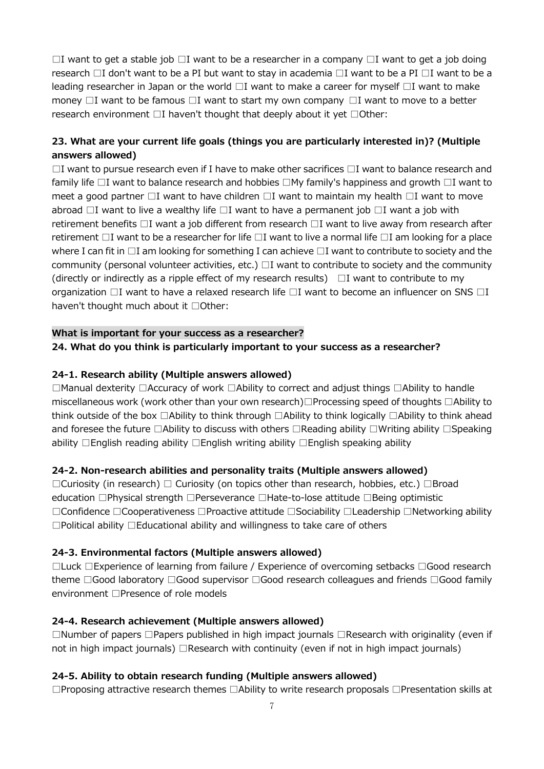☐I want to get a stable job ☐I want to be a researcher in a company ☐I want to get a job doing research ☐I don't want to be a PI but want to stay in academia ☐I want to be a PI ☐I want to be a leading researcher in Japan or the world ☐I want to make a career for myself ☐I want to make money ☐I want to be famous ☐I want to start my own company ☐I want to move to a better research environment ☐I haven't thought that deeply about it yet ☐Other:

**23. What are your current life goals (things you are particularly interested in)? (Multiple answers allowed)**

☐I want to pursue research even if I have to make other sacrifices ☐I want to balance research and family life ☐I want to balance research and hobbies ☐My family's happiness and growth ☐I want to meet a good partner ☐I want to have children ☐I want to maintain my health ☐I want to move abroad ☐I want to live a wealthy life ☐I want to have a permanent job ☐I want a job with retirement benefits ☐I want a job different from research ☐I want to live away from research after retirement ☐I want to be a researcher for life ☐I want to live a normal life ☐I am looking for a place where I can fit in ☐I am looking for something I can achieve ☐I want to contribute to society and the community (personal volunteer activities, etc.) ☐I want to contribute to society and the community (directly or indirectly as a ripple effect of my research results) ☐I want to contribute to my organization ☐I want to have a relaxed research life ☐I want to become an influencer on SNS ☐I haven't thought much about it ☐Other:

**What is important for your success as a researcher?**

**24. What do you think is particularly important to your success as a researcher?**

**24-1. Research ability (Multiple answers allowed)**

☐Manual dexterity ☐Accuracy of work ☐Ability to correct and adjust things ☐Ability to handle miscellaneous work (work other than your own research)☐Processing speed of thoughts ☐Ability to think outside of the box ☐Ability to think through ☐Ability to think logically ☐Ability to think ahead and foresee the future ☐Ability to discuss with others ☐Reading ability ☐Writing ability ☐Speaking ability ☐English reading ability ☐English writing ability ☐English speaking ability

**24-2. Non-research abilities and personality traits (Multiple answers allowed)**

☐Curiosity (in research) ☐ Curiosity (on topics other than research, hobbies, etc.) ☐Broad education ☐Physical strength ☐Perseverance ☐Hate-to-lose attitude ☐Being optimistic ☐Confidence ☐Cooperativeness ☐Proactive attitude ☐Sociability ☐Leadership ☐Networking ability ☐Political ability ☐Educational ability and willingness to take care of others

**24-3. Environmental factors (Multiple answers allowed)**

☐Luck ☐Experience of learning from failure / Experience of overcoming setbacks ☐Good research theme ☐Good laboratory ☐Good supervisor ☐Good research colleagues and friends ☐Good family environment ☐Presence of role models

**24-4. Research achievement (Multiple answers allowed)**

☐Number of papers ☐Papers published in high impact journals ☐Research with originality (even if not in high impact journals) ☐Research with continuity (even if not in high impact journals)

**24-5. Ability to obtain research funding (Multiple answers allowed)**

☐Proposing attractive research themes ☐Ability to write research proposals ☐Presentation skills at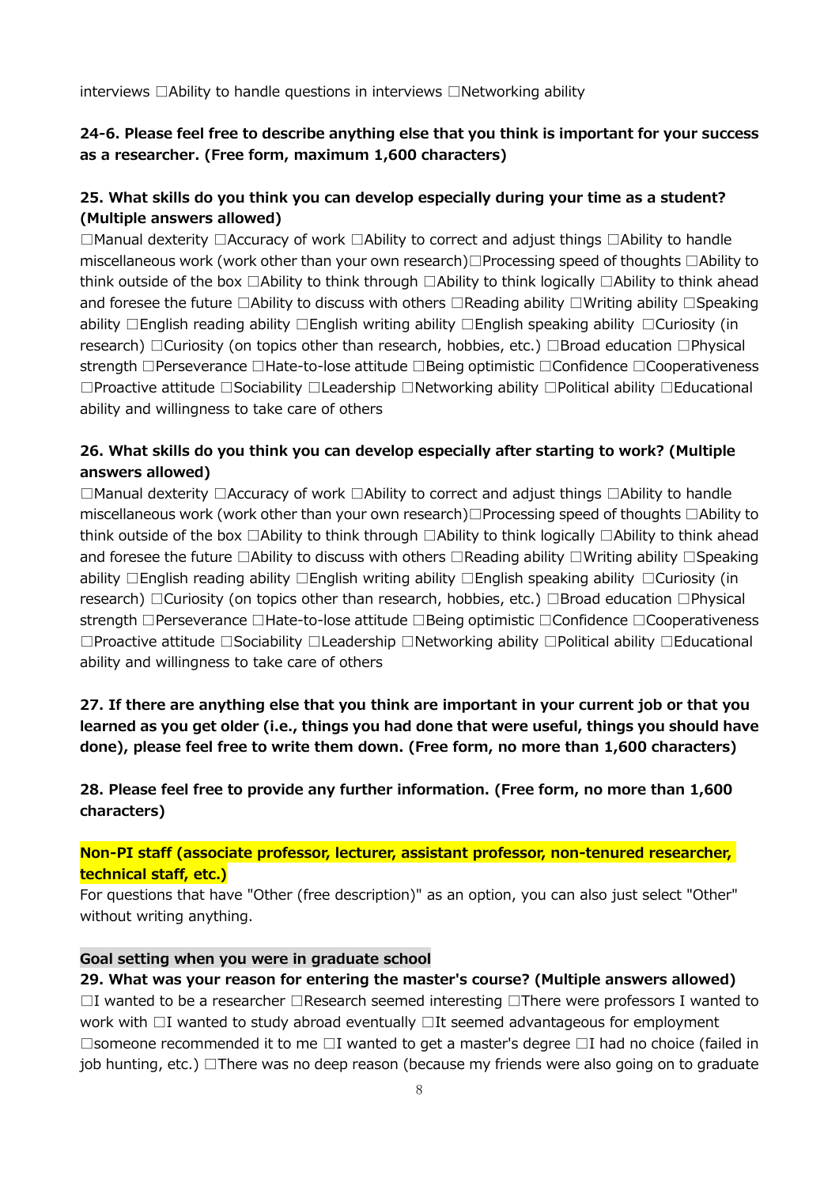interviews □Ability to handle questions in interviews □Networking ability

**24-6. Please feel free to describe anything else that you think is important for your success as a researcher. (Free form, maximum 1,600 characters)**

**25. What skills do you think you can develop especially during your time as a student? (Multiple answers allowed)**

□Manual dexterity □Accuracy of work □Ability to correct and adjust things □Ability to handle miscellaneous work (work other than your own research)□Processing speed of thoughts □Ability to think outside of the box □Ability to think through □Ability to think logically □Ability to think ahead and foresee the future □Ability to discuss with others □Reading ability □Writing ability □Speaking ability □English reading ability □English writing ability □English speaking ability □Curiosity (in research) □Curiosity (on topics other than research, hobbies, etc.) □Broad education □Physical strength □Perseverance □Hate-to-lose attitude □Being optimistic □Confidence □Cooperativeness □Proactive attitude □Sociability □Leadership □Networking ability □Political ability □Educational ability and willingness to take care of others

**26. What skills do you think you can develop especially after starting to work? (Multiple answers allowed)**

□Manual dexterity □Accuracy of work □Ability to correct and adjust things □Ability to handle miscellaneous work (work other than your own research)□Processing speed of thoughts □Ability to think outside of the box □Ability to think through □Ability to think logically □Ability to think ahead and foresee the future □Ability to discuss with others □Reading ability □Writing ability □Speaking ability □English reading ability □English writing ability □English speaking ability □Curiosity (in research) □Curiosity (on topics other than research, hobbies, etc.) □Broad education □Physical strength □Perseverance □Hate-to-lose attitude □Being optimistic □Confidence □Cooperativeness □Proactive attitude □Sociability □Leadership □Networking ability □Political ability □Educational ability and willingness to take care of others

**27. If there are anything else that you think are important in your current job or that you learned as you get older (i.e., things you had done that were useful, things you should have done), please feel free to write them down. (Free form, no more than 1,600 characters)**

**28. Please feel free to provide any further information. (Free form, no more than 1,600 characters)**

**Non-PI staff (associate professor, lecturer, assistant professor, non-tenured researcher, technical staff, etc.)**

For questions that have "Other (free description)" as an option, you can also just select "Other" without writing anything.

**Goal setting when you were in graduate school**

**29. What was your reason for entering the master's course? (Multiple answers allowed)**

□I wanted to be a researcher □Research seemed interesting □There were professors I wanted to work with □I wanted to study abroad eventually □It seemed advantageous for employment □someone recommended it to me □I wanted to get a master's degree □I had no choice (failed in job hunting, etc.) □There was no deep reason (because my friends were also going on to graduate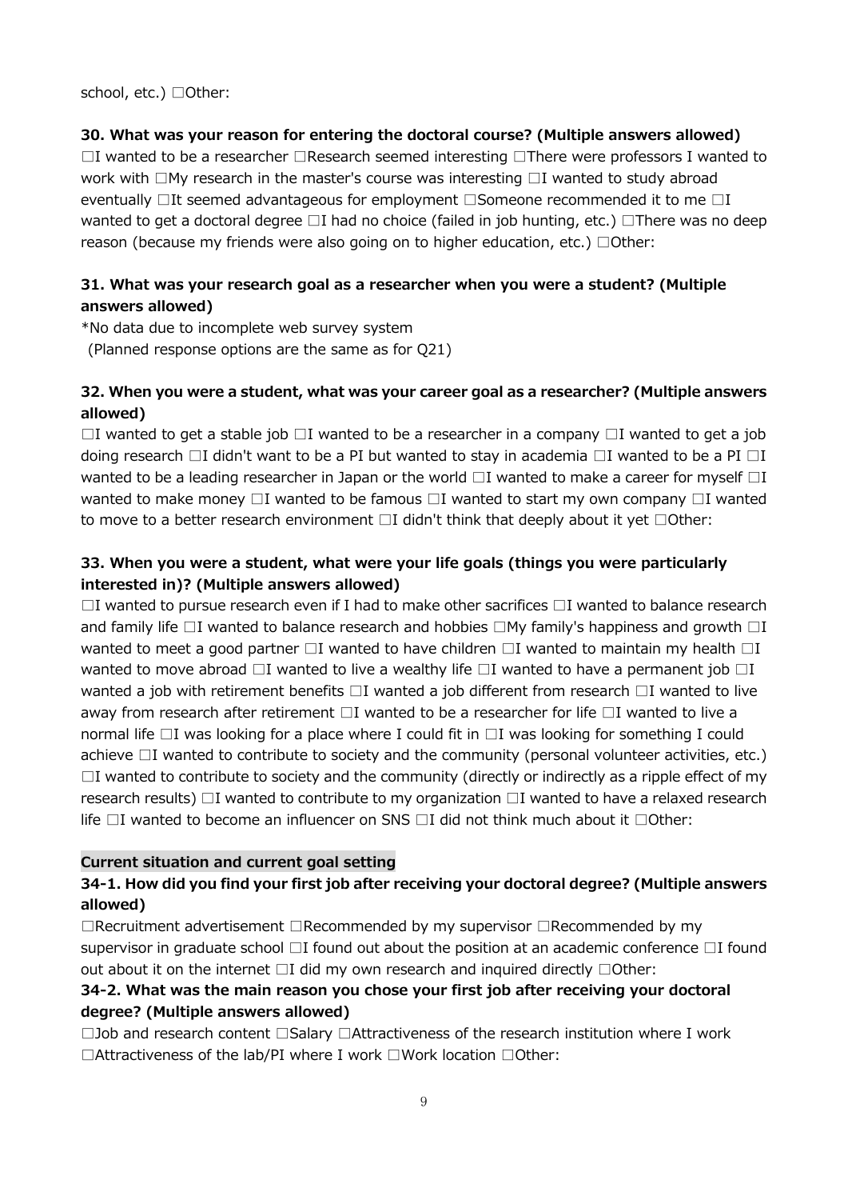school, etc.) □Other:

**30. What was your reason for entering the doctoral course? (Multiple answers allowed)**

□I wanted to be a researcher □Research seemed interesting □There were professors I wanted to work with □My research in the master's course was interesting □I wanted to study abroad eventually □It seemed advantageous for employment □Someone recommended it to me □I wanted to get a doctoral degree □I had no choice (failed in job hunting, etc.) □There was no deep reason (because my friends were also going on to higher education, etc.) □Other:

**31. What was your research goal as a researcher when you were a student? (Multiple answers allowed)**

*No data due to incomplete web survey system
(Planned response options are the same as for Q21)

**32. When you were a student, what was your career goal as a researcher? (Multiple answers allowed)**

□I wanted to get a stable job □I wanted to be a researcher in a company □I wanted to get a job doing research □I didn't want to be a PI but wanted to stay in academia □I wanted to be a PI □I wanted to be a leading researcher in Japan or the world □I wanted to make a career for myself □I wanted to make money □I wanted to be famous □I wanted to start my own company □I wanted to move to a better research environment □I didn't think that deeply about it yet □Other:

**33. When you were a student, what were your life goals (things you were particularly interested in)? (Multiple answers allowed)**

□I wanted to pursue research even if I had to make other sacrifices □I wanted to balance research and family life □I wanted to balance research and hobbies □My family's happiness and growth □I wanted to meet a good partner □I wanted to have children □I wanted to maintain my health □I wanted to move abroad □I wanted to live a wealthy life □I wanted to have a permanent job □I wanted a job with retirement benefits □I wanted a job different from research □I wanted to live away from research after retirement □I wanted to be a researcher for life □I wanted to live a normal life □I was looking for a place where I could fit in □I was looking for something I could achieve □I wanted to contribute to society and the community (personal volunteer activities, etc.) □I wanted to contribute to society and the community (directly or indirectly as a ripple effect of my research results) □I wanted to contribute to my organization □I wanted to have a relaxed research life □I wanted to become an influencer on SNS □I did not think much about it □Other:

## Current situation and current goal setting

**34-1. How did you find your first job after receiving your doctoral degree? (Multiple answers allowed)**

□Recruitment advertisement □Recommended by my supervisor □Recommended by my supervisor in graduate school □I found out about the position at an academic conference □I found out about it on the internet □I did my own research and inquired directly □Other:

**34-2. What was the main reason you chose your first job after receiving your doctoral degree? (Multiple answers allowed)**

□Job and research content □Salary □Attractiveness of the research institution where I work □Attractiveness of the lab/PI where I work □Work location □Other: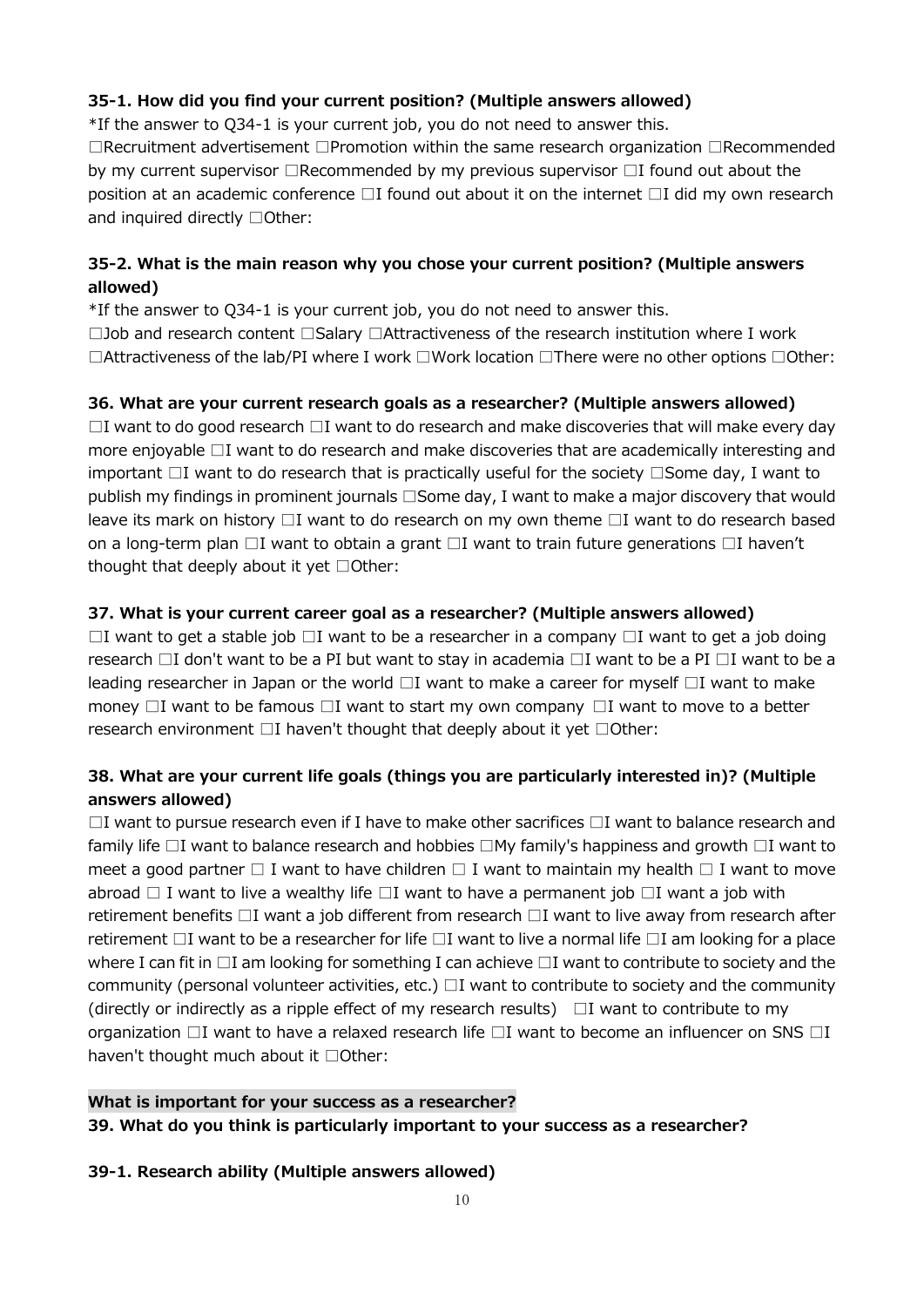**35-1. How did you find your current position? (Multiple answers allowed)**

*If the answer to Q34-1 is your current job, you do not need to answer this.

□Recruitment advertisement □Promotion within the same research organization □Recommended by my current supervisor □Recommended by my previous supervisor □I found out about the position at an academic conference □I found out about it on the internet □I did my own research and inquired directly □Other:

**35-2. What is the main reason why you chose your current position? (Multiple answers allowed)**

*If the answer to Q34-1 is your current job, you do not need to answer this.

□Job and research content □Salary □Attractiveness of the research institution where I work □Attractiveness of the lab/PI where I work □Work location □There were no other options □Other:

**36. What are your current research goals as a researcher? (Multiple answers allowed)**

□I want to do good research □I want to do research and make discoveries that will make every day more enjoyable □I want to do research and make discoveries that are academically interesting and important □I want to do research that is practically useful for the society □Some day, I want to publish my findings in prominent journals □Some day, I want to make a major discovery that would leave its mark on history □I want to do research on my own theme □I want to do research based on a long-term plan □I want to obtain a grant □I want to train future generations □I haven't thought that deeply about it yet □Other:

**37. What is your current career goal as a researcher? (Multiple answers allowed)**

□I want to get a stable job □I want to be a researcher in a company □I want to get a job doing research □I don't want to be a PI but want to stay in academia □I want to be a PI □I want to be a leading researcher in Japan or the world □I want to make a career for myself □I want to make money □I want to be famous □I want to start my own company □I want to move to a better research environment □I haven't thought that deeply about it yet □Other:

**38. What are your current life goals (things you are particularly interested in)? (Multiple answers allowed)**

□I want to pursue research even if I have to make other sacrifices □I want to balance research and family life □I want to balance research and hobbies □My family's happiness and growth □I want to meet a good partner □ I want to have children □ I want to maintain my health □ I want to move abroad □ I want to live a wealthy life □I want to have a permanent job □I want a job with retirement benefits □I want a job different from research □I want to live away from research after retirement □I want to be a researcher for life □I want to live a normal life □I am looking for a place where I can fit in □I am looking for something I can achieve □I want to contribute to society and the community (personal volunteer activities, etc.) □I want to contribute to society and the community (directly or indirectly as a ripple effect of my research results) □I want to contribute to my organization □I want to have a relaxed research life □I want to become an influencer on SNS □I haven't thought much about it □Other:

**What is important for your success as a researcher?**

**39. What do you think is particularly important to your success as a researcher?**

**39-1. Research ability (Multiple answers allowed)**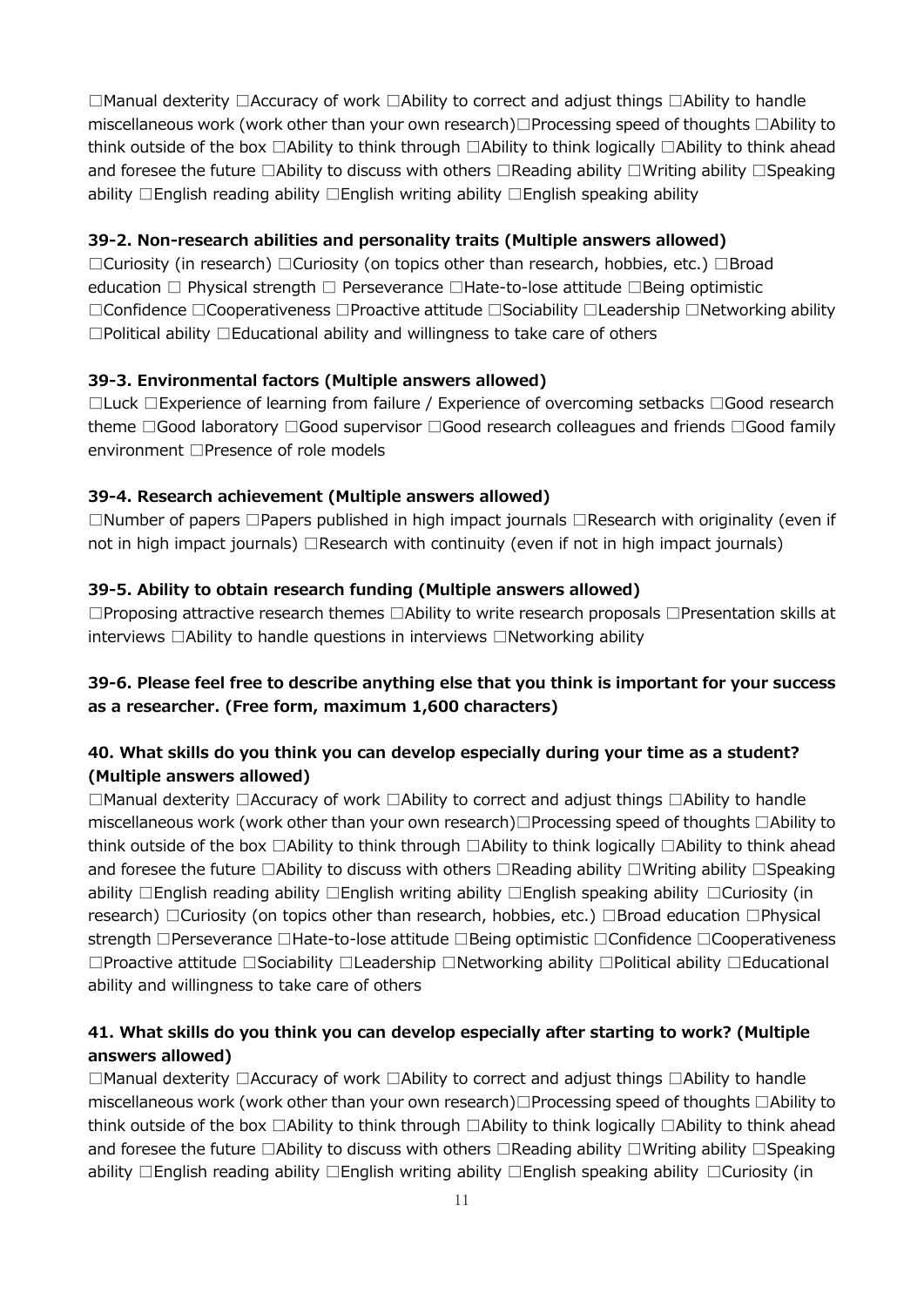□Manual dexterity □Accuracy of work □Ability to correct and adjust things □Ability to handle miscellaneous work (work other than your own research)□Processing speed of thoughts □Ability to think outside of the box □Ability to think through □Ability to think logically □Ability to think ahead and foresee the future □Ability to discuss with others □Reading ability □Writing ability □Speaking ability □English reading ability □English writing ability □English speaking ability

**39-2. Non-research abilities and personality traits (Multiple answers allowed)**

□Curiosity (in research) □Curiosity (on topics other than research, hobbies, etc.) □Broad education □ Physical strength □ Perseverance □Hate-to-lose attitude □Being optimistic □Confidence □Cooperativeness □Proactive attitude □Sociability □Leadership □Networking ability □Political ability □Educational ability and willingness to take care of others

**39-3. Environmental factors (Multiple answers allowed)**

□Luck □Experience of learning from failure / Experience of overcoming setbacks □Good research theme □Good laboratory □Good supervisor □Good research colleagues and friends □Good family environment □Presence of role models

**39-4. Research achievement (Multiple answers allowed)**

□Number of papers □Papers published in high impact journals □Research with originality (even if not in high impact journals) □Research with continuity (even if not in high impact journals)

**39-5. Ability to obtain research funding (Multiple answers allowed)**

□Proposing attractive research themes □Ability to write research proposals □Presentation skills at interviews □Ability to handle questions in interviews □Networking ability

**39-6. Please feel free to describe anything else that you think is important for your success as a researcher. (Free form, maximum 1,600 characters)**

**40. What skills do you think you can develop especially during your time as a student? (Multiple answers allowed)**

□Manual dexterity □Accuracy of work □Ability to correct and adjust things □Ability to handle miscellaneous work (work other than your own research)□Processing speed of thoughts □Ability to think outside of the box □Ability to think through □Ability to think logically □Ability to think ahead and foresee the future □Ability to discuss with others □Reading ability □Writing ability □Speaking ability □English reading ability □English writing ability □English speaking ability □Curiosity (in research) □Curiosity (on topics other than research, hobbies, etc.) □Broad education □Physical strength □Perseverance □Hate-to-lose attitude □Being optimistic □Confidence □Cooperativeness □Proactive attitude □Sociability □Leadership □Networking ability □Political ability □Educational ability and willingness to take care of others

**41. What skills do you think you can develop especially after starting to work? (Multiple answers allowed)**

□Manual dexterity □Accuracy of work □Ability to correct and adjust things □Ability to handle miscellaneous work (work other than your own research)□Processing speed of thoughts □Ability to think outside of the box □Ability to think through □Ability to think logically □Ability to think ahead and foresee the future □Ability to discuss with others □Reading ability □Writing ability □Speaking ability □English reading ability □English writing ability □English speaking ability □Curiosity (in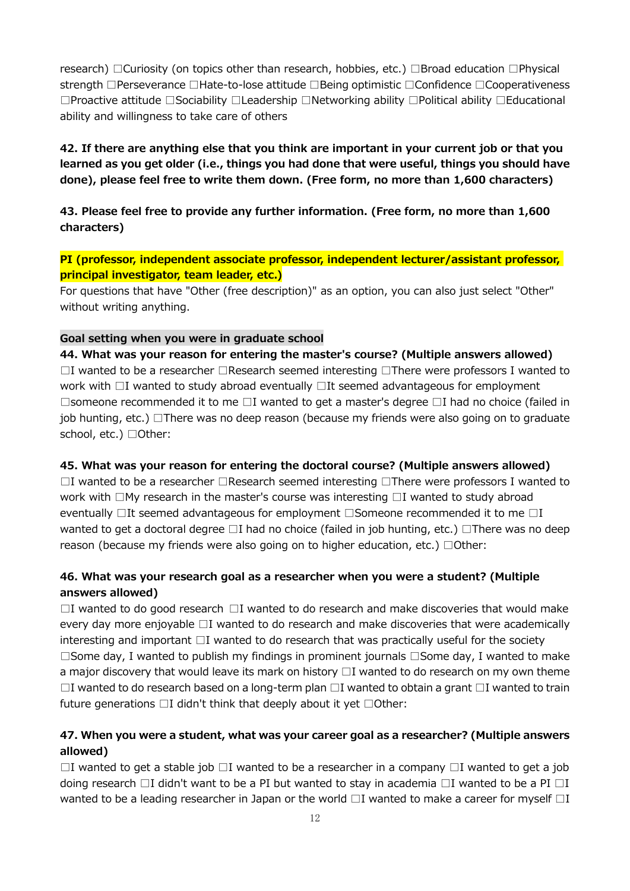research) ☐Curiosity (on topics other than research, hobbies, etc.) ☐Broad education ☐Physical strength ☐Perseverance ☐Hate-to-lose attitude ☐Being optimistic ☐Confidence ☐Cooperativeness ☐Proactive attitude ☐Sociability ☐Leadership ☐Networking ability ☐Political ability ☐Educational ability and willingness to take care of others

**42. If there are anything else that you think are important in your current job or that you learned as you get older (i.e., things you had done that were useful, things you should have done), please feel free to write them down. (Free form, no more than 1,600 characters)**

**43. Please feel free to provide any further information. (Free form, no more than 1,600 characters)**

**PI (professor, independent associate professor, independent lecturer/assistant professor, principal investigator, team leader, etc.)**

For questions that have "Other (free description)" as an option, you can also just select "Other" without writing anything.

**Goal setting when you were in graduate school**

**44. What was your reason for entering the master's course? (Multiple answers allowed)**

☐I wanted to be a researcher ☐Research seemed interesting ☐There were professors I wanted to work with ☐I wanted to study abroad eventually ☐It seemed advantageous for employment ☐someone recommended it to me ☐I wanted to get a master's degree ☐I had no choice (failed in job hunting, etc.) ☐There was no deep reason (because my friends were also going on to graduate school, etc.) ☐Other:

**45. What was your reason for entering the doctoral course? (Multiple answers allowed)**

☐I wanted to be a researcher ☐Research seemed interesting ☐There were professors I wanted to work with ☐My research in the master's course was interesting ☐I wanted to study abroad eventually ☐It seemed advantageous for employment ☐Someone recommended it to me ☐I wanted to get a doctoral degree ☐I had no choice (failed in job hunting, etc.) ☐There was no deep reason (because my friends were also going on to higher education, etc.) ☐Other:

**46. What was your research goal as a researcher when you were a student? (Multiple answers allowed)**

☐I wanted to do good research ☐I wanted to do research and make discoveries that would make every day more enjoyable ☐I wanted to do research and make discoveries that were academically interesting and important ☐I wanted to do research that was practically useful for the society ☐Some day, I wanted to publish my findings in prominent journals ☐Some day, I wanted to make a major discovery that would leave its mark on history ☐I wanted to do research on my own theme ☐I wanted to do research based on a long-term plan ☐I wanted to obtain a grant ☐I wanted to train future generations ☐I didn't think that deeply about it yet ☐Other:

**47. When you were a student, what was your career goal as a researcher? (Multiple answers allowed)**

☐I wanted to get a stable job ☐I wanted to be a researcher in a company ☐I wanted to get a job doing research ☐I didn't want to be a PI but wanted to stay in academia ☐I wanted to be a PI ☐I wanted to be a leading researcher in Japan or the world ☐I wanted to make a career for myself ☐I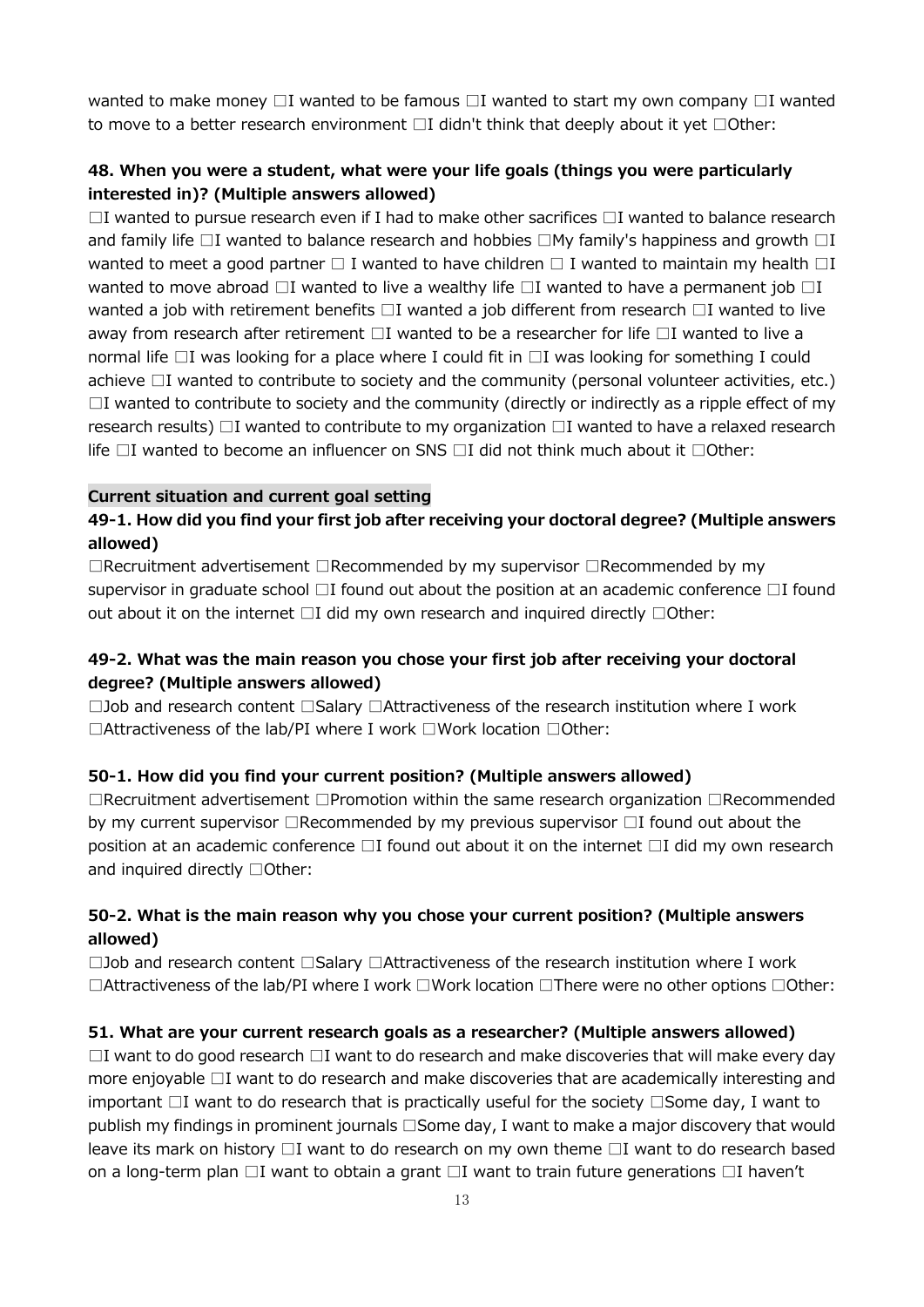wanted to make money ☐I wanted to be famous ☐I wanted to start my own company ☐I wanted to move to a better research environment ☐I didn't think that deeply about it yet ☐Other:

### 48. When you were a student, what were your life goals (things you were particularly interested in)? (Multiple answers allowed)

☐I wanted to pursue research even if I had to make other sacrifices ☐I wanted to balance research and family life ☐I wanted to balance research and hobbies ☐My family's happiness and growth ☐I wanted to meet a good partner ☐ I wanted to have children ☐ I wanted to maintain my health ☐I wanted to move abroad ☐I wanted to live a wealthy life ☐I wanted to have a permanent job ☐I wanted a job with retirement benefits ☐I wanted a job different from research ☐I wanted to live away from research after retirement ☐I wanted to be a researcher for life ☐I wanted to live a normal life ☐I was looking for a place where I could fit in ☐I was looking for something I could achieve ☐I wanted to contribute to society and the community (personal volunteer activities, etc.) ☐I wanted to contribute to society and the community (directly or indirectly as a ripple effect of my research results) ☐I wanted to contribute to my organization ☐I wanted to have a relaxed research life ☐I wanted to become an influencer on SNS ☐I did not think much about it ☐Other:

## Current situation and current goal setting

### 49-1. How did you find your first job after receiving your doctoral degree? (Multiple answers allowed)

☐Recruitment advertisement ☐Recommended by my supervisor ☐Recommended by my supervisor in graduate school ☐I found out about the position at an academic conference ☐I found out about it on the internet ☐I did my own research and inquired directly ☐Other:

### 49-2. What was the main reason you chose your first job after receiving your doctoral degree? (Multiple answers allowed)

☐Job and research content ☐Salary ☐Attractiveness of the research institution where I work ☐Attractiveness of the lab/PI where I work ☐Work location ☐Other:

### 50-1. How did you find your current position? (Multiple answers allowed)

☐Recruitment advertisement ☐Promotion within the same research organization ☐Recommended by my current supervisor ☐Recommended by my previous supervisor ☐I found out about the position at an academic conference ☐I found out about it on the internet ☐I did my own research and inquired directly ☐Other:

### 50-2. What is the main reason why you chose your current position? (Multiple answers allowed)

☐Job and research content ☐Salary ☐Attractiveness of the research institution where I work ☐Attractiveness of the lab/PI where I work ☐Work location ☐There were no other options ☐Other:

### 51. What are your current research goals as a researcher? (Multiple answers allowed)

☐I want to do good research ☐I want to do research and make discoveries that will make every day more enjoyable ☐I want to do research and make discoveries that are academically interesting and important ☐I want to do research that is practically useful for the society ☐Some day, I want to publish my findings in prominent journals ☐Some day, I want to make a major discovery that would leave its mark on history ☐I want to do research on my own theme ☐I want to do research based on a long-term plan ☐I want to obtain a grant ☐I want to train future generations ☐I haven't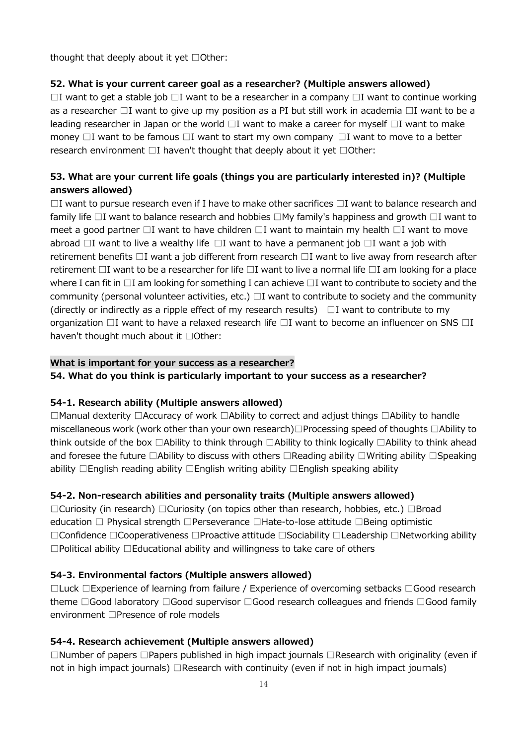thought that deeply about it yet □Other:

**52. What is your current career goal as a researcher? (Multiple answers allowed)**

□I want to get a stable job □I want to be a researcher in a company □I want to continue working as a researcher □I want to give up my position as a PI but still work in academia □I want to be a leading researcher in Japan or the world □I want to make a career for myself □I want to make money □I want to be famous □I want to start my own company □I want to move to a better research environment □I haven't thought that deeply about it yet □Other:

**53. What are your current life goals (things you are particularly interested in)? (Multiple answers allowed)**

□I want to pursue research even if I have to make other sacrifices □I want to balance research and family life □I want to balance research and hobbies □My family's happiness and growth □I want to meet a good partner □I want to have children □I want to maintain my health □I want to move abroad □I want to live a wealthy life □I want to have a permanent job □I want a job with retirement benefits □I want a job different from research □I want to live away from research after retirement □I want to be a researcher for life □I want to live a normal life □I am looking for a place where I can fit in □I am looking for something I can achieve □I want to contribute to society and the community (personal volunteer activities, etc.) □I want to contribute to society and the community (directly or indirectly as a ripple effect of my research results) □I want to contribute to my organization □I want to have a relaxed research life □I want to become an influencer on SNS □I haven't thought much about it □Other:

**What is important for your success as a researcher?**

**54. What do you think is particularly important to your success as a researcher?**

**54-1. Research ability (Multiple answers allowed)**

□Manual dexterity □Accuracy of work □Ability to correct and adjust things □Ability to handle miscellaneous work (work other than your own research)□Processing speed of thoughts □Ability to think outside of the box □Ability to think through □Ability to think logically □Ability to think ahead and foresee the future □Ability to discuss with others □Reading ability □Writing ability □Speaking ability □English reading ability □English writing ability □English speaking ability

**54-2. Non-research abilities and personality traits (Multiple answers allowed)**

□Curiosity (in research) □Curiosity (on topics other than research, hobbies, etc.) □Broad education □ Physical strength □Perseverance □Hate-to-lose attitude □Being optimistic □Confidence □Cooperativeness □Proactive attitude □Sociability □Leadership □Networking ability □Political ability □Educational ability and willingness to take care of others

**54-3. Environmental factors (Multiple answers allowed)**

□Luck □Experience of learning from failure / Experience of overcoming setbacks □Good research theme □Good laboratory □Good supervisor □Good research colleagues and friends □Good family environment □Presence of role models

**54-4. Research achievement (Multiple answers allowed)**

□Number of papers □Papers published in high impact journals □Research with originality (even if not in high impact journals) □Research with continuity (even if not in high impact journals)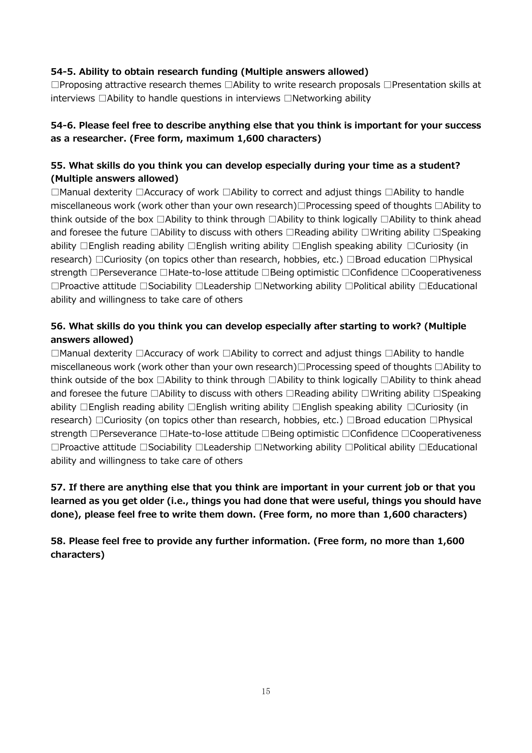**54-5. Ability to obtain research funding (Multiple answers allowed)**

□Proposing attractive research themes □Ability to write research proposals □Presentation skills at interviews □Ability to handle questions in interviews □Networking ability

**54-6. Please feel free to describe anything else that you think is important for your success as a researcher. (Free form, maximum 1,600 characters)**

**55. What skills do you think you can develop especially during your time as a student? (Multiple answers allowed)**

□Manual dexterity □Accuracy of work □Ability to correct and adjust things □Ability to handle miscellaneous work (work other than your own research)□Processing speed of thoughts □Ability to think outside of the box □Ability to think through □Ability to think logically □Ability to think ahead and foresee the future □Ability to discuss with others □Reading ability □Writing ability □Speaking ability □English reading ability □English writing ability □English speaking ability □Curiosity (in research) □Curiosity (on topics other than research, hobbies, etc.) □Broad education □Physical strength □Perseverance □Hate-to-lose attitude □Being optimistic □Confidence □Cooperativeness □Proactive attitude □Sociability □Leadership □Networking ability □Political ability □Educational ability and willingness to take care of others

**56. What skills do you think you can develop especially after starting to work? (Multiple answers allowed)**

□Manual dexterity □Accuracy of work □Ability to correct and adjust things □Ability to handle miscellaneous work (work other than your own research)□Processing speed of thoughts □Ability to think outside of the box □Ability to think through □Ability to think logically □Ability to think ahead and foresee the future □Ability to discuss with others □Reading ability □Writing ability □Speaking ability □English reading ability □English writing ability □English speaking ability □Curiosity (in research) □Curiosity (on topics other than research, hobbies, etc.) □Broad education □Physical strength □Perseverance □Hate-to-lose attitude □Being optimistic □Confidence □Cooperativeness □Proactive attitude □Sociability □Leadership □Networking ability □Political ability □Educational ability and willingness to take care of others

**57. If there are anything else that you think are important in your current job or that you learned as you get older (i.e., things you had done that were useful, things you should have done), please feel free to write them down. (Free form, no more than 1,600 characters)**

**58. Please feel free to provide any further information. (Free form, no more than 1,600 characters)**